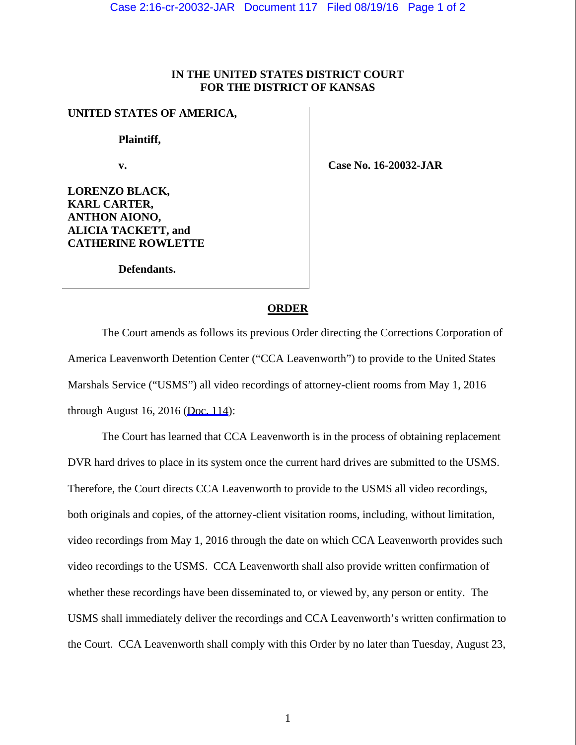**IN THE UNITED STATES DISTRICT COURT**
**FOR THE DISTRICT OF KANSAS**

**UNITED STATES OF AMERICA,**

**Plaintiff,**

**v.**

**LORENZO BLACK,**
**KARL CARTER,**
**ANTHON AIONO,**
**ALICIA TACKETT, and**
**CATHERINE ROWLETTE**

**Defendants.**

**Case No. 16-20032-JAR**

## ORDER

The Court amends as follows its previous Order directing the Corrections Corporation of America Leavenworth Detention Center ("CCA Leavenworth") to provide to the United States Marshals Service ("USMS") all video recordings of attorney-client rooms from May 1, 2016 through August 16, 2016 (Doc. 114):

The Court has learned that CCA Leavenworth is in the process of obtaining replacement DVR hard drives to place in its system once the current hard drives are submitted to the USMS. Therefore, the Court directs CCA Leavenworth to provide to the USMS all video recordings, both originals and copies, of the attorney-client visitation rooms, including, without limitation, video recordings from May 1, 2016 through the date on which CCA Leavenworth provides such video recordings to the USMS. CCA Leavenworth shall also provide written confirmation of whether these recordings have been disseminated to, or viewed by, any person or entity. The USMS shall immediately deliver the recordings and CCA Leavenworth's written confirmation to the Court. CCA Leavenworth shall comply with this Order by no later than Tuesday, August 23,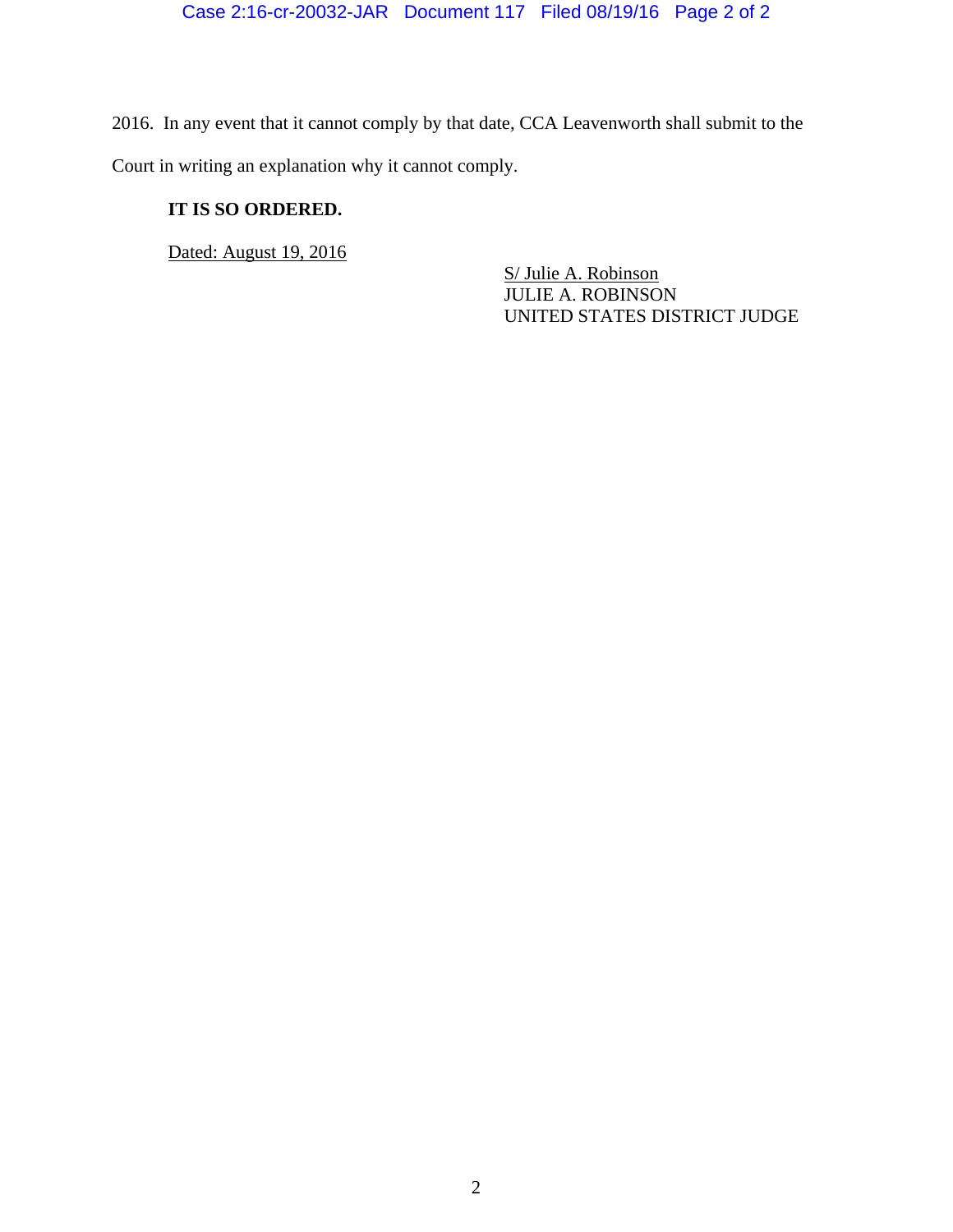2016. In any event that it cannot comply by that date, CCA Leavenworth shall submit to the Court in writing an explanation why it cannot comply.

**IT IS SO ORDERED.**

Dated: August 19, 2016

S/ Julie A. Robinson
JULIE A. ROBINSON
UNITED STATES DISTRICT JUDGE